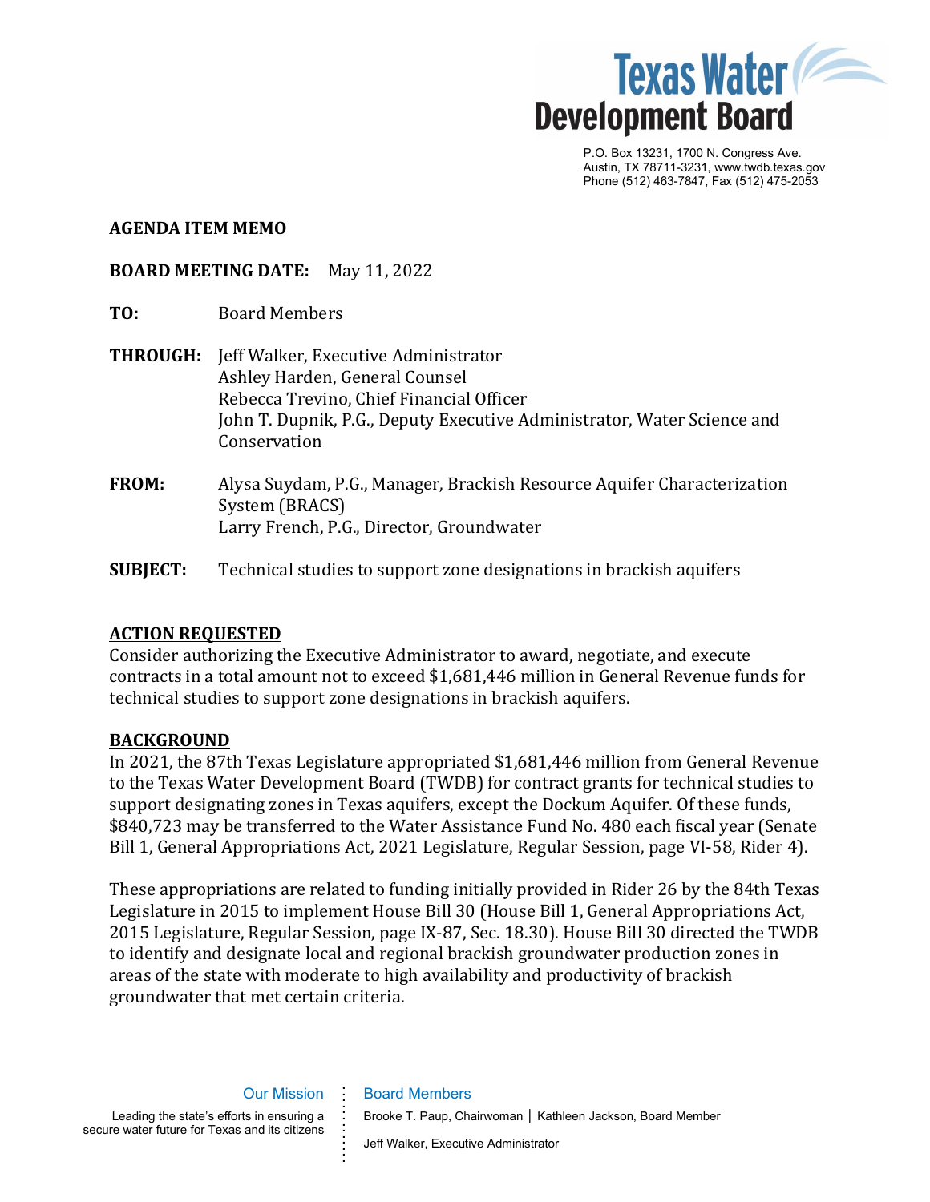Texas Water Development Board

P.O. Box 13231, 1700 N. Congress Ave.
Austin, TX 78711-3231, www.twdb.texas.gov
Phone (512) 463-7847, Fax (512) 475-2053

**AGENDA ITEM MEMO**

**BOARD MEETING DATE:** May 11, 2022

**TO:** Board Members

**THROUGH:** Jeff Walker, Executive Administrator
Ashley Harden, General Counsel
Rebecca Trevino, Chief Financial Officer
John T. Dupnik, P.G., Deputy Executive Administrator, Water Science and Conservation

**FROM:** Alysa Suydam, P.G., Manager, Brackish Resource Aquifer Characterization System (BRACS)
Larry French, P.G., Director, Groundwater

**SUBJECT:** Technical studies to support zone designations in brackish aquifers

## ACTION REQUESTED

Consider authorizing the Executive Administrator to award, negotiate, and execute contracts in a total amount not to exceed $1,681,446 million in General Revenue funds for technical studies to support zone designations in brackish aquifers.

## BACKGROUND

In 2021, the 87th Texas Legislature appropriated $1,681,446 million from General Revenue to the Texas Water Development Board (TWDB) for contract grants for technical studies to support designating zones in Texas aquifers, except the Dockum Aquifer. Of these funds, $840,723 may be transferred to the Water Assistance Fund No. 480 each fiscal year (Senate Bill 1, General Appropriations Act, 2021 Legislature, Regular Session, page VI-58, Rider 4).

These appropriations are related to funding initially provided in Rider 26 by the 84th Texas Legislature in 2015 to implement House Bill 30 (House Bill 1, General Appropriations Act, 2015 Legislature, Regular Session, page IX-87, Sec. 18.30). House Bill 30 directed the TWDB to identify and designate local and regional brackish groundwater production zones in areas of the state with moderate to high availability and productivity of brackish groundwater that met certain criteria.

Our Mission

Leading the state's efforts in ensuring a secure water future for Texas and its citizens

Board Members

Brooke T. Paup, Chairwoman | Kathleen Jackson, Board Member

Jeff Walker, Executive Administrator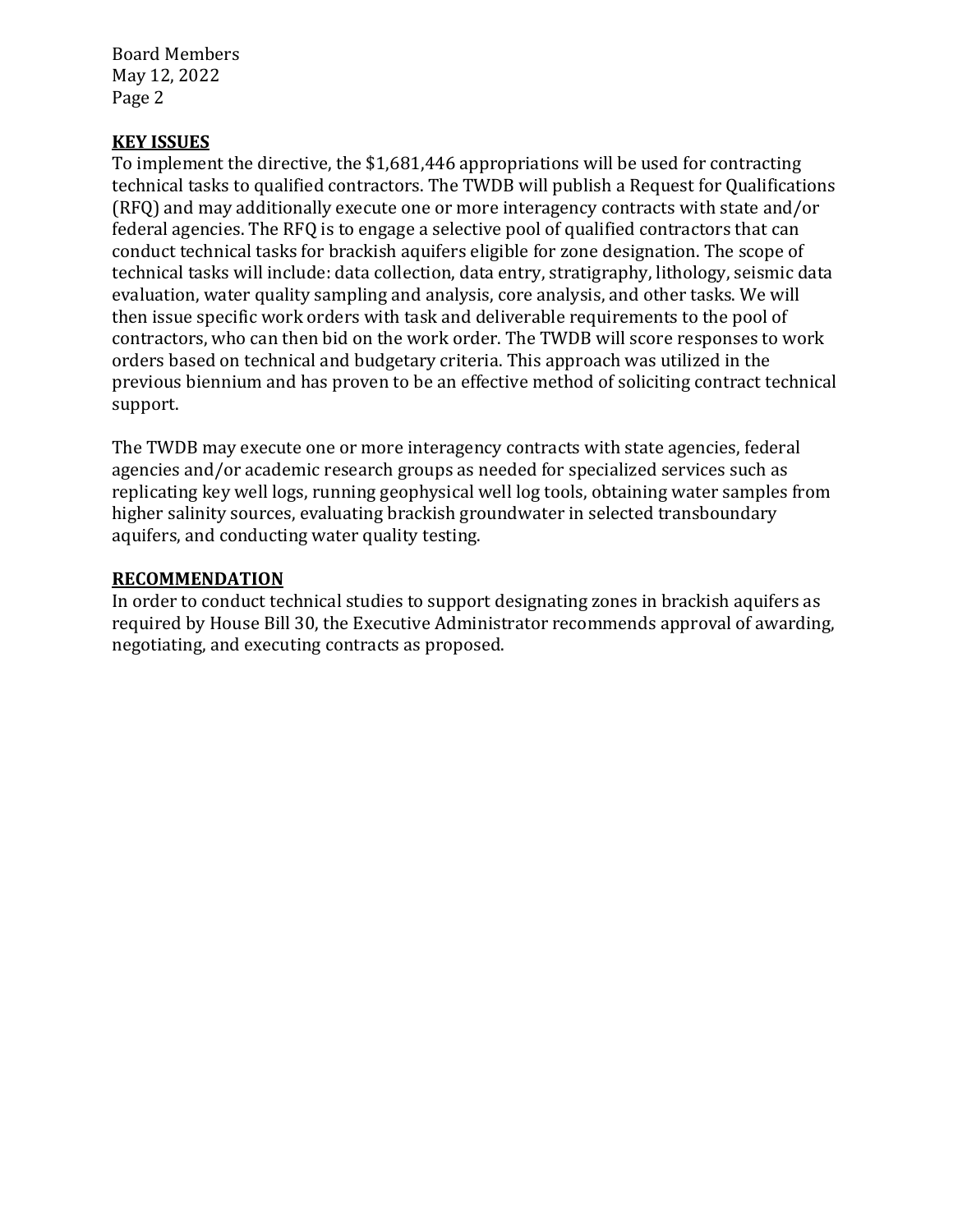**KEY ISSUES**

To implement the directive, the $1,681,446 appropriations will be used for contracting technical tasks to qualified contractors. The TWDB will publish a Request for Qualifications (RFQ) and may additionally execute one or more interagency contracts with state and/or federal agencies. The RFQ is to engage a selective pool of qualified contractors that can conduct technical tasks for brackish aquifers eligible for zone designation. The scope of technical tasks will include: data collection, data entry, stratigraphy, lithology, seismic data evaluation, water quality sampling and analysis, core analysis, and other tasks. We will then issue specific work orders with task and deliverable requirements to the pool of contractors, who can then bid on the work order. The TWDB will score responses to work orders based on technical and budgetary criteria. This approach was utilized in the previous biennium and has proven to be an effective method of soliciting contract technical support.

The TWDB may execute one or more interagency contracts with state agencies, federal agencies and/or academic research groups as needed for specialized services such as replicating key well logs, running geophysical well log tools, obtaining water samples from higher salinity sources, evaluating brackish groundwater in selected transboundary aquifers, and conducting water quality testing.

**RECOMMENDATION**

In order to conduct technical studies to support designating zones in brackish aquifers as required by House Bill 30, the Executive Administrator recommends approval of awarding, negotiating, and executing contracts as proposed.